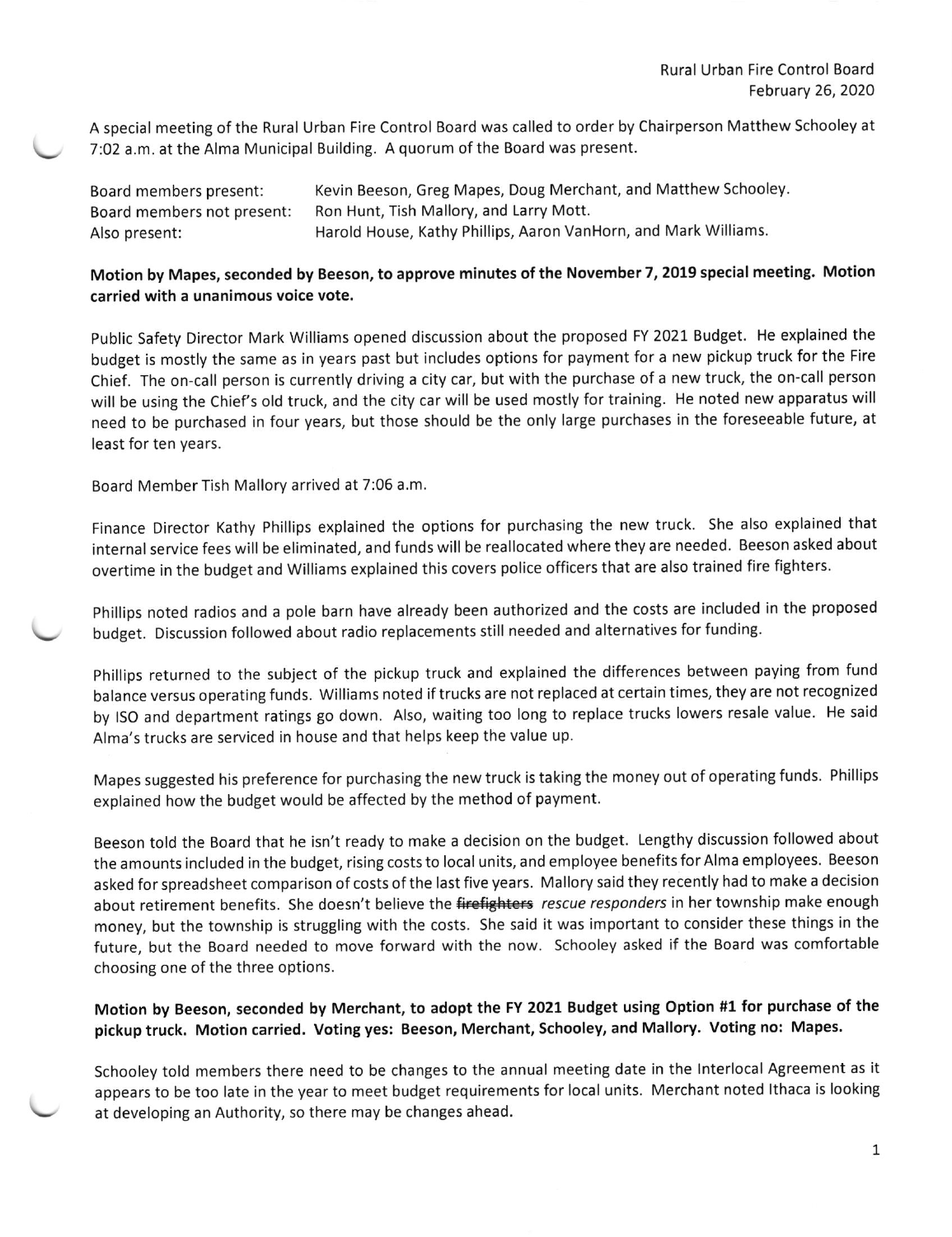Rural Urban Fire Control Board
February 26, 2020

A special meeting of the Rural Urban Fire Control Board was called to order by Chairperson Matthew Schooley at 7:02 a.m. at the Alma Municipal Building. A quorum of the Board was present.

Board members present: Kevin Beeson, Greg Mapes, Doug Merchant, and Matthew Schooley.
Board members not present: Ron Hunt, Tish Mallory, and Larry Mott.
Also present: Harold House, Kathy Phillips, Aaron VanHorn, and Mark Williams.

**Motion by Mapes, seconded by Beeson, to approve minutes of the November 7, 2019 special meeting. Motion carried with a unanimous voice vote.**

Public Safety Director Mark Williams opened discussion about the proposed FY 2021 Budget. He explained the budget is mostly the same as in years past but includes options for payment for a new pickup truck for the Fire Chief. The on-call person is currently driving a city car, but with the purchase of a new truck, the on-call person will be using the Chief's old truck, and the city car will be used mostly for training. He noted new apparatus will need to be purchased in four years, but those should be the only large purchases in the foreseeable future, at least for ten years.

Board Member Tish Mallory arrived at 7:06 a.m.

Finance Director Kathy Phillips explained the options for purchasing the new truck. She also explained that internal service fees will be eliminated, and funds will be reallocated where they are needed. Beeson asked about overtime in the budget and Williams explained this covers police officers that are also trained fire fighters.

Phillips noted radios and a pole barn have already been authorized and the costs are included in the proposed budget. Discussion followed about radio replacements still needed and alternatives for funding.

Phillips returned to the subject of the pickup truck and explained the differences between paying from fund balance versus operating funds. Williams noted if trucks are not replaced at certain times, they are not recognized by ISO and department ratings go down. Also, waiting too long to replace trucks lowers resale value. He said Alma's trucks are serviced in house and that helps keep the value up.

Mapes suggested his preference for purchasing the new truck is taking the money out of operating funds. Phillips explained how the budget would be affected by the method of payment.

Beeson told the Board that he isn't ready to make a decision on the budget. Lengthy discussion followed about the amounts included in the budget, rising costs to local units, and employee benefits for Alma employees. Beeson asked for spreadsheet comparison of costs of the last five years. Mallory said they recently had to make a decision about retirement benefits. She doesn't believe the ~~firefighters~~ *rescue responders* in her township make enough money, but the township is struggling with the costs. She said it was important to consider these things in the future, but the Board needed to move forward with the now. Schooley asked if the Board was comfortable choosing one of the three options.

**Motion by Beeson, seconded by Merchant, to adopt the FY 2021 Budget using Option #1 for purchase of the pickup truck. Motion carried. Voting yes: Beeson, Merchant, Schooley, and Mallory. Voting no: Mapes.**

Schooley told members there need to be changes to the annual meeting date in the Interlocal Agreement as it appears to be too late in the year to meet budget requirements for local units. Merchant noted Ithaca is looking at developing an Authority, so there may be changes ahead.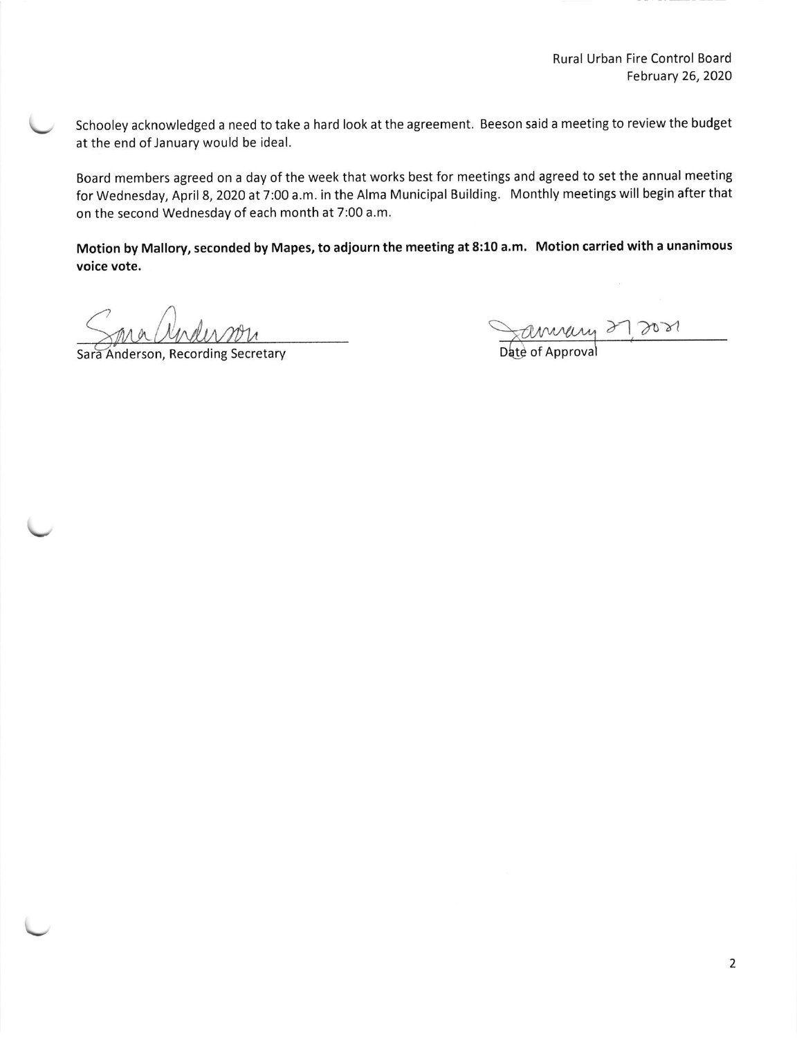Schooley acknowledged a need to take a hard look at the agreement. Beeson said a meeting to review the budget at the end of January would be ideal.

Board members agreed on a day of the week that works best for meetings and agreed to set the annual meeting for Wednesday, April 8, 2020 at 7:00 a.m. in the Alma Municipal Building. Monthly meetings will begin after that on the second Wednesday of each month at 7:00 a.m.

**Motion by Mallory, seconded by Mapes, to adjourn the meeting at 8:10 a.m. Motion carried with a unanimous voice vote.**

Sara Anderson

Sara Anderson, Recording Secretary

January 27, 2021

Date of Approval